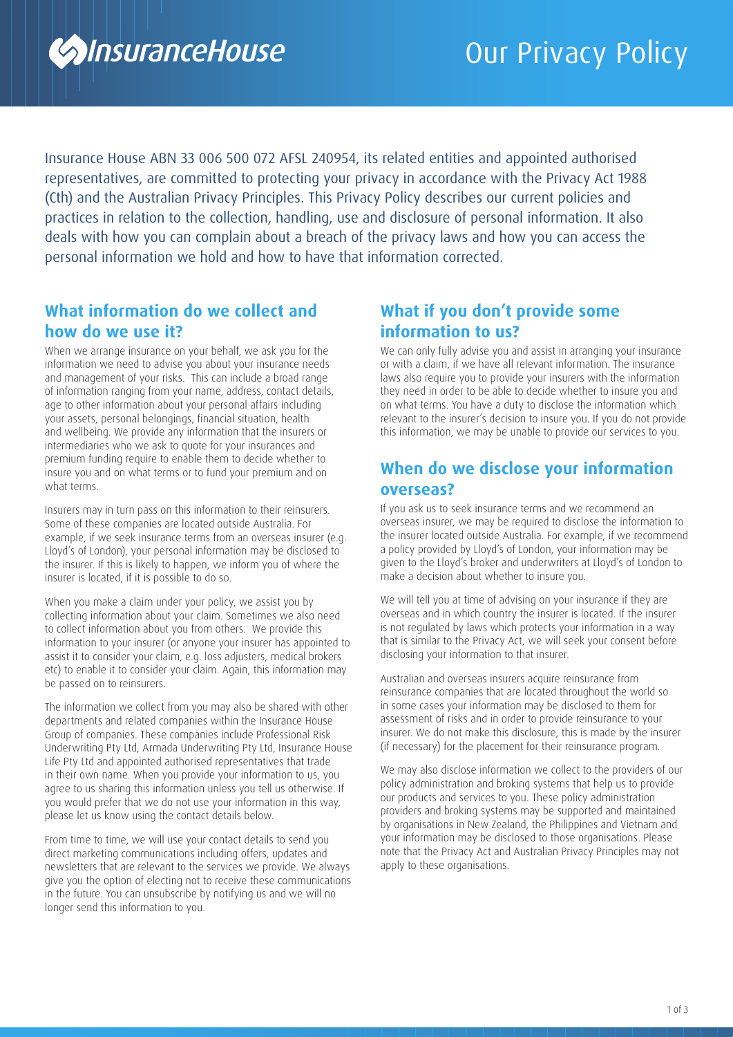# Our Privacy Policy

Insurance House ABN 33 006 500 072 AFSL 240954, its related entities and appointed authorised representatives, are committed to protecting your privacy in accordance with the Privacy Act 1988 (Cth) and the Australian Privacy Principles. This Privacy Policy describes our current policies and practices in relation to the collection, handling, use and disclosure of personal information. It also deals with how you can complain about a breach of the privacy laws and how you can access the personal information we hold and how to have that information corrected.

## What information do we collect and how do we use it?

When we arrange insurance on your behalf, we ask you for the information we need to advise you about your insurance needs and management of your risks. This can include a broad range of information ranging from your name, address, contact details, age to other information about your personal affairs including your assets, personal belongings, financial situation, health and wellbeing. We provide any information that the insurers or intermediaries who we ask to quote for your insurances and premium funding require to enable them to decide whether to insure you and on what terms or to fund your premium and on what terms.

Insurers may in turn pass on this information to their reinsurers. Some of these companies are located outside Australia. For example, if we seek insurance terms from an overseas insurer (e.g. Lloyd's of London), your personal information may be disclosed to the insurer. If this is likely to happen, we inform you of where the insurer is located, if it is possible to do so.

When you make a claim under your policy, we assist you by collecting information about your claim. Sometimes we also need to collect information about you from others. We provide this information to your insurer (or anyone your insurer has appointed to assist it to consider your claim, e.g. loss adjusters, medical brokers etc) to enable it to consider your claim. Again, this information may be passed on to reinsurers.

The information we collect from you may also be shared with other departments and related companies within the Insurance House Group of companies. These companies include Professional Risk Underwriting Pty Ltd, Armada Underwriting Pty Ltd, Insurance House Life Pty Ltd and appointed authorised representatives that trade in their own name. When you provide your information to us, you agree to us sharing this information unless you tell us otherwise. If you would prefer that we do not use your information in this way, please let us know using the contact details below.

From time to time, we will use your contact details to send you direct marketing communications including offers, updates and newsletters that are relevant to the services we provide. We always give you the option of electing not to receive these communications in the future. You can unsubscribe by notifying us and we will no longer send this information to you.

## What if you don't provide some information to us?

We can only fully advise you and assist in arranging your insurance or with a claim, if we have all relevant information. The insurance laws also require you to provide your insurers with the information they need in order to be able to decide whether to insure you and on what terms. You have a duty to disclose the information which relevant to the insurer's decision to insure you. If you do not provide this information, we may be unable to provide our services to you.

## When do we disclose your information overseas?

If you ask us to seek insurance terms and we recommend an overseas insurer, we may be required to disclose the information to the insurer located outside Australia. For example, if we recommend a policy provided by Lloyd's of London, your information may be given to the Lloyd's broker and underwriters at Lloyd's of London to make a decision about whether to insure you.

We will tell you at time of advising on your insurance if they are overseas and in which country the insurer is located. If the insurer is not regulated by laws which protects your information in a way that is similar to the Privacy Act, we will seek your consent before disclosing your information to that insurer.

Australian and overseas insurers acquire reinsurance from reinsurance companies that are located throughout the world so in some cases your information may be disclosed to them for assessment of risks and in order to provide reinsurance to your insurer. We do not make this disclosure, this is made by the insurer (if necessary) for the placement for their reinsurance program.

We may also disclose information we collect to the providers of our policy administration and broking systems that help us to provide our products and services to you. These policy administration providers and broking systems may be supported and maintained by organisations in New Zealand, the Philippines and Vietnam and your information may be disclosed to those organisations. Please note that the Privacy Act and Australian Privacy Principles may not apply to these organisations.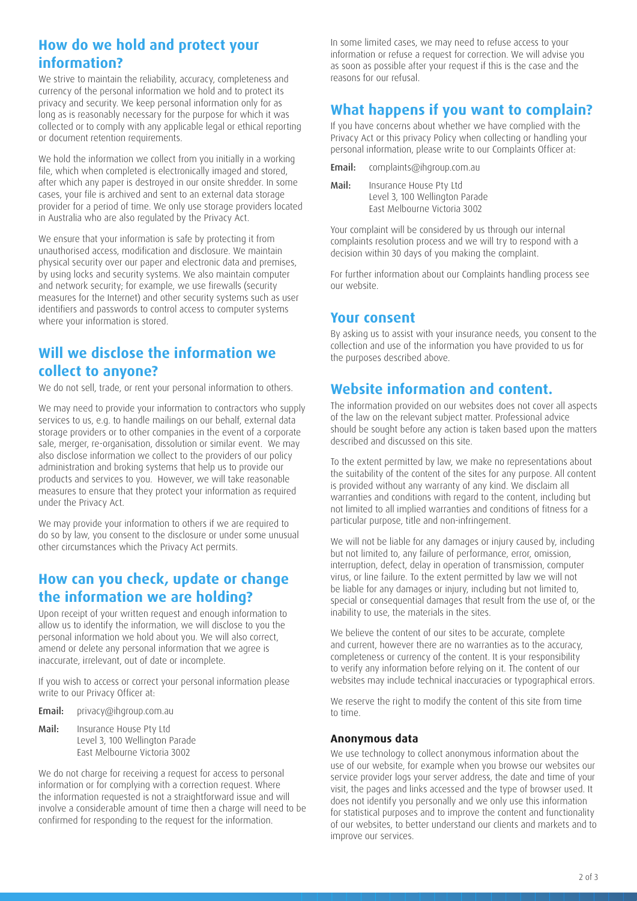## How do we hold and protect your information?

We strive to maintain the reliability, accuracy, completeness and currency of the personal information we hold and to protect its privacy and security. We keep personal information only for as long as is reasonably necessary for the purpose for which it was collected or to comply with any applicable legal or ethical reporting or document retention requirements.

We hold the information we collect from you initially in a working file, which when completed is electronically imaged and stored, after which any paper is destroyed in our onsite shredder. In some cases, your file is archived and sent to an external data storage provider for a period of time. We only use storage providers located in Australia who are also regulated by the Privacy Act.

We ensure that your information is safe by protecting it from unauthorised access, modification and disclosure. We maintain physical security over our paper and electronic data and premises, by using locks and security systems. We also maintain computer and network security; for example, we use firewalls (security measures for the Internet) and other security systems such as user identifiers and passwords to control access to computer systems where your information is stored.

## Will we disclose the information we collect to anyone?

We do not sell, trade, or rent your personal information to others.

We may need to provide your information to contractors who supply services to us, e.g. to handle mailings on our behalf, external data storage providers or to other companies in the event of a corporate sale, merger, re-organisation, dissolution or similar event. We may also disclose information we collect to the providers of our policy administration and broking systems that help us to provide our products and services to you. However, we will take reasonable measures to ensure that they protect your information as required under the Privacy Act.

We may provide your information to others if we are required to do so by law, you consent to the disclosure or under some unusual other circumstances which the Privacy Act permits.

## How can you check, update or change the information we are holding?

Upon receipt of your written request and enough information to allow us to identify the information, we will disclose to you the personal information we hold about you. We will also correct, amend or delete any personal information that we agree is inaccurate, irrelevant, out of date or incomplete.

If you wish to access or correct your personal information please write to our Privacy Officer at:

**Email:** privacy@ihgroup.com.au

**Mail:** Insurance House Pty Ltd
Level 3, 100 Wellington Parade
East Melbourne Victoria 3002

We do not charge for receiving a request for access to personal information or for complying with a correction request. Where the information requested is not a straightforward issue and will involve a considerable amount of time then a charge will need to be confirmed for responding to the request for the information.

In some limited cases, we may need to refuse access to your information or refuse a request for correction. We will advise you as soon as possible after your request if this is the case and the reasons for our refusal.

## What happens if you want to complain?

If you have concerns about whether we have complied with the Privacy Act or this privacy Policy when collecting or handling your personal information, please write to our Complaints Officer at:

**Email:** complaints@ihgroup.com.au

**Mail:** Insurance House Pty Ltd
Level 3, 100 Wellington Parade
East Melbourne Victoria 3002

Your complaint will be considered by us through our internal complaints resolution process and we will try to respond with a decision within 30 days of you making the complaint.

For further information about our Complaints handling process see our website.

## Your consent

By asking us to assist with your insurance needs, you consent to the collection and use of the information you have provided to us for the purposes described above.

## Website information and content.

The information provided on our websites does not cover all aspects of the law on the relevant subject matter. Professional advice should be sought before any action is taken based upon the matters described and discussed on this site.

To the extent permitted by law, we make no representations about the suitability of the content of the sites for any purpose. All content is provided without any warranty of any kind. We disclaim all warranties and conditions with regard to the content, including but not limited to all implied warranties and conditions of fitness for a particular purpose, title and non-infringement.

We will not be liable for any damages or injury caused by, including but not limited to, any failure of performance, error, omission, interruption, defect, delay in operation of transmission, computer virus, or line failure. To the extent permitted by law we will not be liable for any damages or injury, including but not limited to, special or consequential damages that result from the use of, or the inability to use, the materials in the sites.

We believe the content of our sites to be accurate, complete and current, however there are no warranties as to the accuracy, completeness or currency of the content. It is your responsibility to verify any information before relying on it. The content of our websites may include technical inaccuracies or typographical errors.

We reserve the right to modify the content of this site from time to time.

### Anonymous data

We use technology to collect anonymous information about the use of our website, for example when you browse our websites our service provider logs your server address, the date and time of your visit, the pages and links accessed and the type of browser used. It does not identify you personally and we only use this information for statistical purposes and to improve the content and functionality of our websites, to better understand our clients and markets and to improve our services.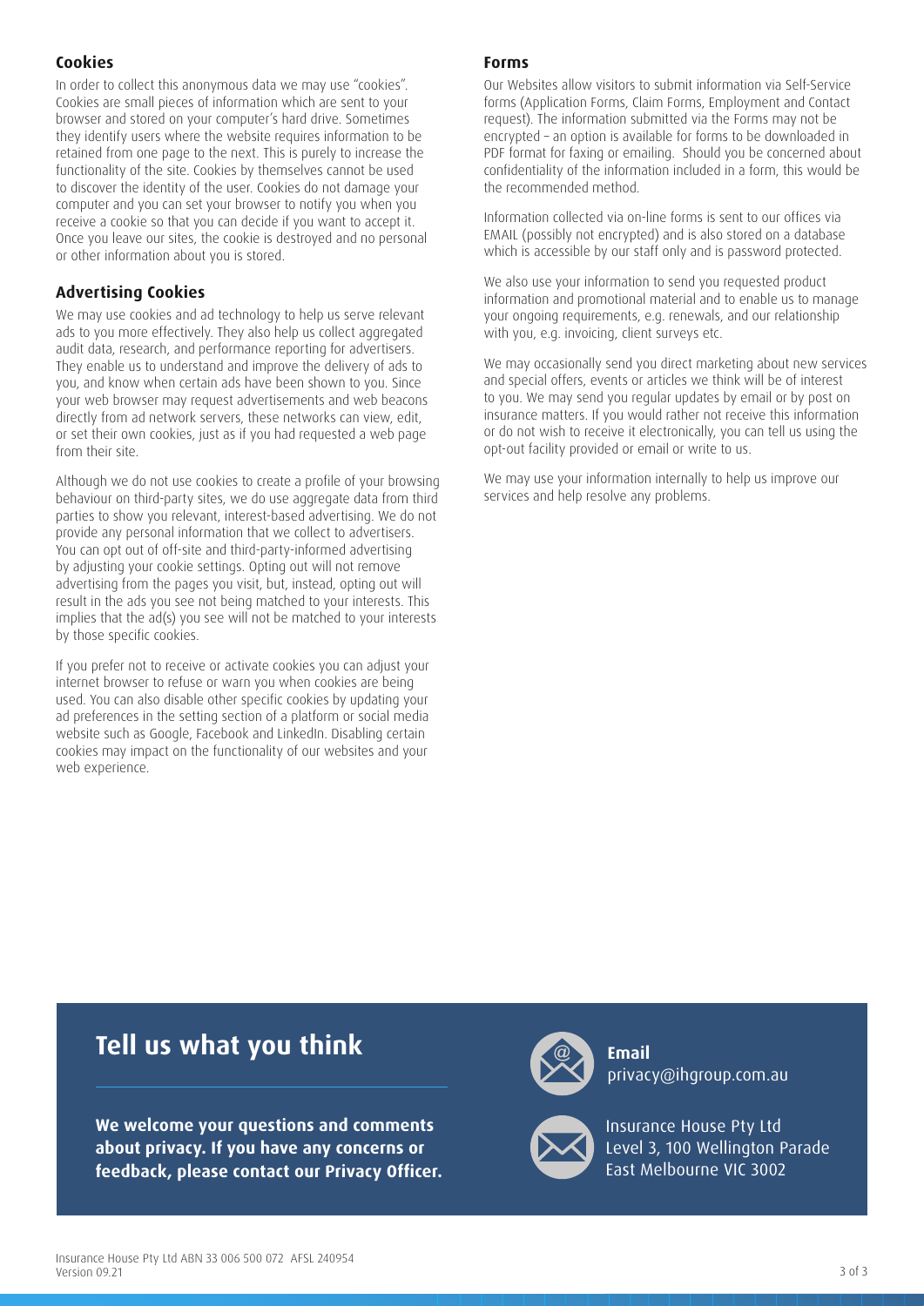## Cookies

In order to collect this anonymous data we may use "cookies". Cookies are small pieces of information which are sent to your browser and stored on your computer's hard drive. Sometimes they identify users where the website requires information to be retained from one page to the next. This is purely to increase the functionality of the site. Cookies by themselves cannot be used to discover the identity of the user. Cookies do not damage your computer and you can set your browser to notify you when you receive a cookie so that you can decide if you want to accept it. Once you leave our sites, the cookie is destroyed and no personal or other information about you is stored.

## Advertising Cookies

We may use cookies and ad technology to help us serve relevant ads to you more effectively. They also help us collect aggregated audit data, research, and performance reporting for advertisers. They enable us to understand and improve the delivery of ads to you, and know when certain ads have been shown to you. Since your web browser may request advertisements and web beacons directly from ad network servers, these networks can view, edit, or set their own cookies, just as if you had requested a web page from their site.

Although we do not use cookies to create a profile of your browsing behaviour on third-party sites, we do use aggregate data from third parties to show you relevant, interest-based advertising. We do not provide any personal information that we collect to advertisers. You can opt out of off-site and third-party-informed advertising by adjusting your cookie settings. Opting out will not remove advertising from the pages you visit, but, instead, opting out will result in the ads you see not being matched to your interests. This implies that the ad(s) you see will not be matched to your interests by those specific cookies.

If you prefer not to receive or activate cookies you can adjust your internet browser to refuse or warn you when cookies are being used. You can also disable other specific cookies by updating your ad preferences in the setting section of a platform or social media website such as Google, Facebook and LinkedIn. Disabling certain cookies may impact on the functionality of our websites and your web experience.

## Forms

Our Websites allow visitors to submit information via Self-Service forms (Application Forms, Claim Forms, Employment and Contact request). The information submitted via the Forms may not be encrypted – an option is available for forms to be downloaded in PDF format for faxing or emailing. Should you be concerned about confidentiality of the information included in a form, this would be the recommended method.

Information collected via on-line forms is sent to our offices via EMAIL (possibly not encrypted) and is also stored on a database which is accessible by our staff only and is password protected.

We also use your information to send you requested product information and promotional material and to enable us to manage your ongoing requirements, e.g. renewals, and our relationship with you, e.g. invoicing, client surveys etc.

We may occasionally send you direct marketing about new services and special offers, events or articles we think will be of interest to you. We may send you regular updates by email or by post on insurance matters. If you would rather not receive this information or do not wish to receive it electronically, you can tell us using the opt-out facility provided or email or write to us.

We may use your information internally to help us improve our services and help resolve any problems.

## Tell us what you think

**We welcome your questions and comments about privacy. If you have any concerns or feedback, please contact our Privacy Officer.**

**Email**
privacy@ihgroup.com.au

Insurance House Pty Ltd
Level 3, 100 Wellington Parade
East Melbourne VIC 3002

Insurance House Pty Ltd ABN 33 006 500 072 AFSL 240954
Version 09.21